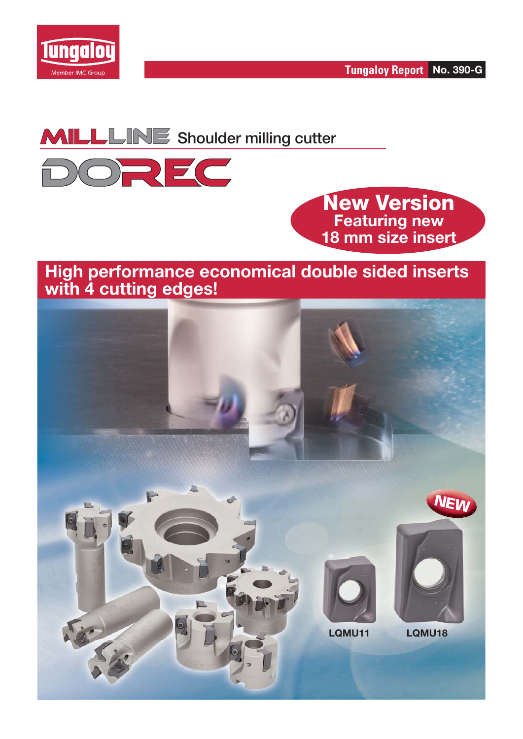Tungaloy Report No. 390-G

# MILLLINE Shoulder milling cutter

# DOREC

**New Version**
**Featuring new 18 mm size insert**

## High performance economical double sided inserts with 4 cutting edges!

NEW

LQMU11

LQMU18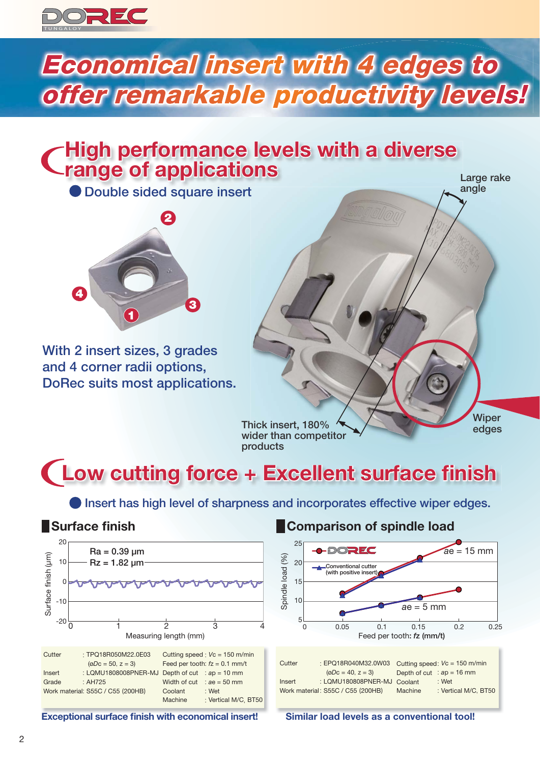# Economical insert with 4 edges to offer remarkable productivity levels!

## High performance levels with a diverse range of applications

- Double sided square insert

With 2 insert sizes, 3 grades and 4 corner radii options, DoRec suits most applications.

Large rake angle

Thick insert, 180% wider than competitor products

Wiper edges

## Low cutting force + Excellent surface finish

- Insert has high level of sharpness and incorporates effective wiper edges.

### Surface finish

Ra = 0.39 µm
Rz = 1.82 µm

| Cutter | : TPQ18R050M22.0E03 (øDc = 50, z = 3) | Cutting speed | : Vc = 150 m/min |
|---|---|---|---|
| Insert | : LQMU1808008PNER-MJ | Feed per tooth | : fz = 0.1 mm/t |
| Grade | : AH725 | Depth of cut | : ap = 10 mm |
| Work material | : S55C / C55 (200HB) | Width of cut | : ae = 50 mm |
| | | Coolant | : Wet |
| | | Machine | : Vertical M/C, BT50 |

**Exceptional surface finish with economical insert!**

### Comparison of spindle load

| Cutter | : EPQ18R040M32.0W03 (øDc = 40, z = 3) | Cutting speed | : Vc = 150 m/min |
|---|---|---|---|
| Insert | : LQMU180808PNER-MJ | Depth of cut | : ap = 16 mm |
| Work material | : S55C / C55 (200HB) | Coolant | : Wet |
| | | Machine | : Vertical M/C, BT50 |

**Similar load levels as a conventional tool!**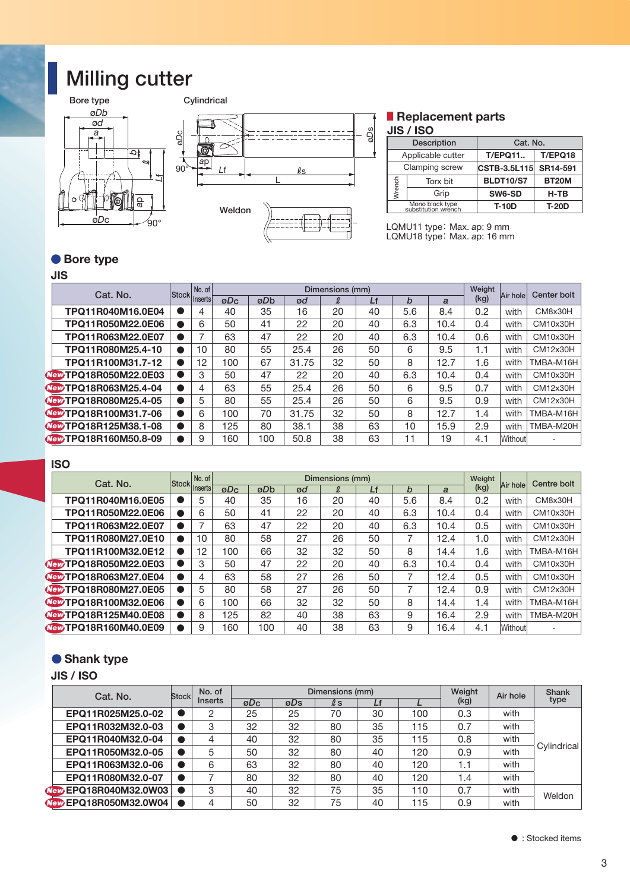# Milling cutter

Bore type　　Cylindrical

Weldon

## Replacement parts

### JIS / ISO

| Description | | Cat. No. | |
|---|---|---|---|
| Applicable cutter | | T/EPQ11.. | T/EPQ18 |
| Clamping screw | | CSTB-3.5L115 | SR14-591 |
| Wrench | Torx bit | BLDT10/S7 | BT20M |
| | Grip | SW6-SD | H-TB |
| | Mono block type substitution wrench | T-10D | T-20D |

LQMU11 type：Max. ap: 9 mm
LQMU18 type：Max. ap: 16 mm

## ● Bore type

### JIS

| Cat. No. | Stock | No. of Inserts | Dimensions (mm) | | | | | | | Weight (kg) | Air hole | Center bolt |
|---|---|---|---|---|---|---|---|---|---|---|---|---|
| | | | øDc | øDb | ød | ℓ | Lf | b | a | | | |
| TPQ11R040M16.0E04 | ● | 4 | 40 | 35 | 16 | 20 | 40 | 5.6 | 8.4 | 0.2 | with | CM8x30H |
| TPQ11R050M22.0E06 | ● | 6 | 50 | 41 | 22 | 20 | 40 | 6.3 | 10.4 | 0.4 | with | CM10x30H |
| TPQ11R063M22.0E07 | ● | 7 | 63 | 47 | 22 | 20 | 40 | 6.3 | 10.4 | 0.6 | with | CM10x30H |
| TPQ11R080M25.4-10 | ● | 10 | 80 | 55 | 25.4 | 26 | 50 | 6 | 9.5 | 1.1 | with | CM12x30H |
| TPQ11R100M31.7-12 | ● | 12 | 100 | 67 | 31.75 | 32 | 50 | 8 | 12.7 | 1.6 | with | TMBA-M16H |
| New TPQ18R050M22.0E03 | ● | 3 | 50 | 47 | 22 | 20 | 40 | 6.3 | 10.4 | 0.4 | with | CM10x30H |
| New TPQ18R063M25.4-04 | ● | 4 | 63 | 55 | 25.4 | 26 | 50 | 6 | 9.5 | 0.7 | with | CM12x30H |
| New TPQ18R080M25.4-05 | ● | 5 | 80 | 55 | 25.4 | 26 | 50 | 6 | 9.5 | 0.9 | with | CM12x30H |
| New TPQ18R100M31.7-06 | ● | 6 | 100 | 70 | 31.75 | 32 | 50 | 8 | 12.7 | 1.4 | with | TMBA-M16H |
| New TPQ18R125M38.1-08 | ● | 8 | 125 | 80 | 38.1 | 38 | 63 | 10 | 15.9 | 2.9 | with | TMBA-M20H |
| New TPQ18R160M50.8-09 | ● | 9 | 160 | 100 | 50.8 | 38 | 63 | 11 | 19 | 4.1 | Without | - |

### ISO

| Cat. No. | Stock | No. of Inserts | Dimensions (mm) | | | | | | | Weight (kg) | Air hole | Centre bolt |
|---|---|---|---|---|---|---|---|---|---|---|---|---|
| | | | øDc | øDb | ød | ℓ | Lf | b | a | | | |
| TPQ11R040M16.0E05 | ● | 5 | 40 | 35 | 16 | 20 | 40 | 5.6 | 8.4 | 0.2 | with | CM8x30H |
| TPQ11R050M22.0E06 | ● | 6 | 50 | 41 | 22 | 20 | 40 | 6.3 | 10.4 | 0.4 | with | CM10x30H |
| TPQ11R063M22.0E07 | ● | 7 | 63 | 47 | 22 | 20 | 40 | 6.3 | 10.4 | 0.5 | with | CM10x30H |
| TPQ11R080M27.0E10 | ● | 10 | 80 | 58 | 27 | 26 | 50 | 7 | 12.4 | 1.0 | with | CM12x30H |
| TPQ11R100M32.0E12 | ● | 12 | 100 | 66 | 32 | 32 | 50 | 8 | 14.4 | 1.6 | with | TMBA-M16H |
| New TPQ18R050M22.0E03 | ● | 3 | 50 | 47 | 22 | 20 | 40 | 6.3 | 10.4 | 0.4 | with | CM10x30H |
| New TPQ18R063M27.0E04 | ● | 4 | 63 | 58 | 27 | 26 | 50 | 7 | 12.4 | 0.5 | with | CM10x30H |
| New TPQ18R080M27.0E05 | ● | 5 | 80 | 58 | 27 | 26 | 50 | 7 | 12.4 | 0.9 | with | CM12x30H |
| New TPQ18R100M32.0E06 | ● | 6 | 100 | 66 | 32 | 32 | 50 | 8 | 14.4 | 1.4 | with | TMBA-M16H |
| New TPQ18R125M40.0E08 | ● | 8 | 125 | 82 | 40 | 38 | 63 | 9 | 16.4 | 2.9 | with | TMBA-M20H |
| New TPQ18R160M40.0E09 | ● | 9 | 160 | 100 | 40 | 38 | 63 | 9 | 16.4 | 4.1 | Without | - |

## ● Shank type

### JIS / ISO

| Cat. No. | Stock | No. of Inserts | Dimensions (mm) | | | | | Weight (kg) | Air hole | Shank type |
|---|---|---|---|---|---|---|---|---|---|---|
| | | | øDc | øDs | ℓs | Lf | L | | | |
| EPQ11R025M25.0-02 | ● | 2 | 25 | 25 | 70 | 30 | 100 | 0.3 | with | Cylindrical |
| EPQ11R032M32.0-03 | ● | 3 | 32 | 32 | 80 | 35 | 115 | 0.7 | with | Cylindrical |
| EPQ11R040M32.0-04 | ● | 4 | 40 | 32 | 80 | 35 | 115 | 0.8 | with | Cylindrical |
| EPQ11R050M32.0-05 | ● | 5 | 50 | 32 | 80 | 40 | 120 | 0.9 | with | Cylindrical |
| EPQ11R063M32.0-06 | ● | 6 | 63 | 32 | 80 | 40 | 120 | 1.1 | with | Cylindrical |
| EPQ11R080M32.0-07 | ● | 7 | 80 | 32 | 80 | 40 | 120 | 1.4 | with | Cylindrical |
| New EPQ18R040M32.0W03 | ● | 3 | 40 | 32 | 75 | 35 | 110 | 0.7 | with | Weldon |
| New EPQ18R050M32.0W04 | ● | 4 | 50 | 32 | 75 | 40 | 115 | 0.9 | with | Weldon |

● : Stocked items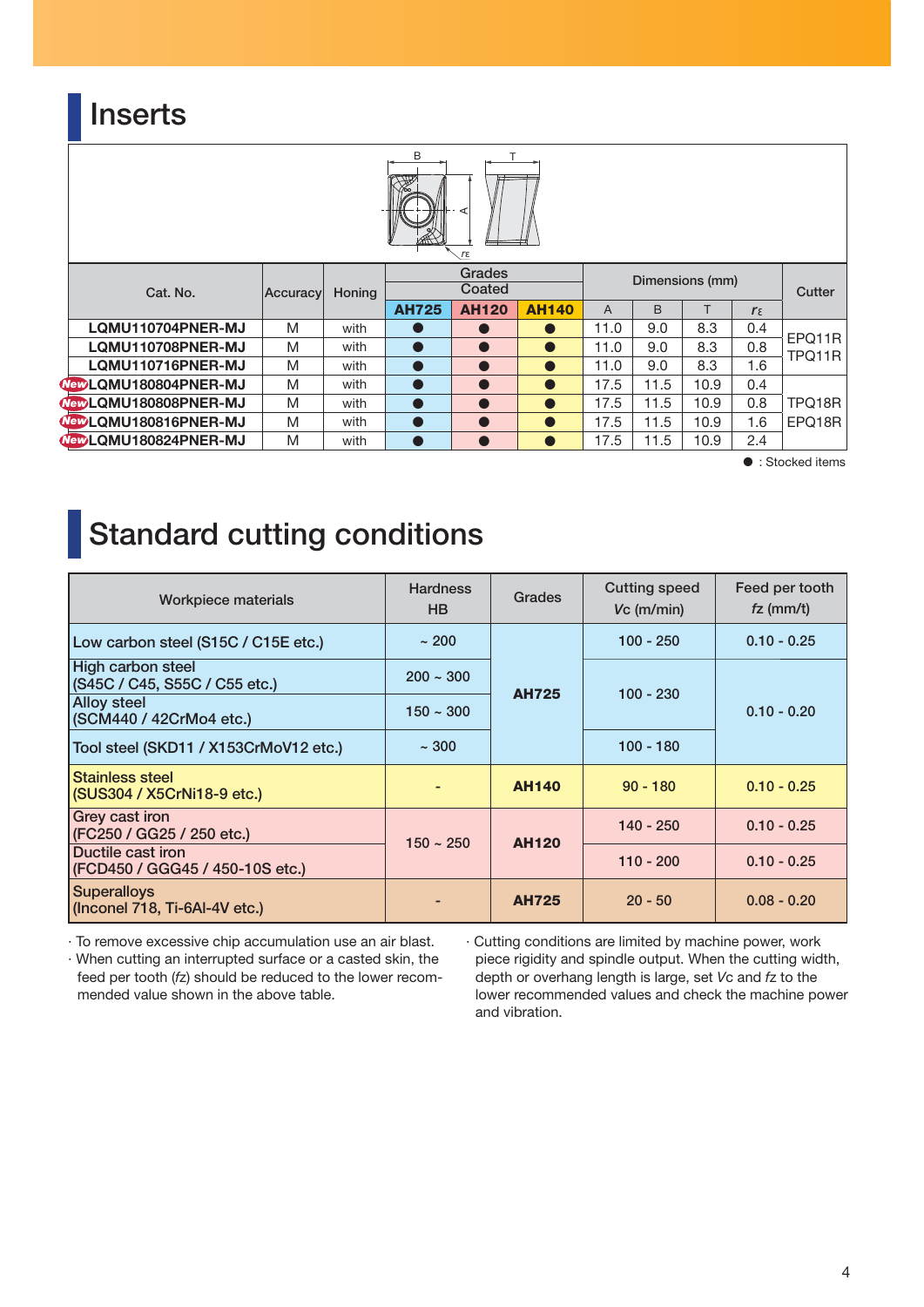# Inserts

| Cat. No. | Accuracy | Honing | Grades Coated | | | Dimensions (mm) | | | | Cutter |
|---|---|---|---|---|---|---|---|---|---|---|
| | | | AH725 | AH120 | AH140 | A | B | T | $r_\varepsilon$ | |
| LQMU110704PNER-MJ | M | with | ● | ● | ● | 11.0 | 9.0 | 8.3 | 0.4 | EPQ11R TPQ11R |
| LQMU110708PNER-MJ | M | with | ● | ● | ● | 11.0 | 9.0 | 8.3 | 0.8 | |
| LQMU110716PNER-MJ | M | with | ● | ● | ● | 11.0 | 9.0 | 8.3 | 1.6 | |
| New LQMU180804PNER-MJ | M | with | ● | ● | ● | 17.5 | 11.5 | 10.9 | 0.4 | TPQ18R EPQ18R |
| New LQMU180808PNER-MJ | M | with | ● | ● | ● | 17.5 | 11.5 | 10.9 | 0.8 | |
| New LQMU180816PNER-MJ | M | with | ● | ● | ● | 17.5 | 11.5 | 10.9 | 1.6 | |
| New LQMU180824PNER-MJ | M | with | ● | ● | ● | 17.5 | 11.5 | 10.9 | 2.4 | |

● : Stocked items

# Standard cutting conditions

| Workpiece materials | Hardness HB | Grades | Cutting speed *Vc* (m/min) | Feed per tooth *fz* (mm/t) |
|---|---|---|---|---|
| Low carbon steel (S15C / C15E etc.) | ~ 200 | **AH725** | 100 - 250 | 0.10 - 0.25 |
| High carbon steel (S45C / C45, S55C / C55 etc.) | 200 ~ 300 | | 100 - 230 | 0.10 - 0.20 |
| Alloy steel (SCM440 / 42CrMo4 etc.) | 150 ~ 300 | | | |
| Tool steel (SKD11 / X153CrMoV12 etc.) | ~ 300 | | 100 - 180 | |
| Stainless steel (SUS304 / X5CrNi18-9 etc.) | - | **AH140** | 90 - 180 | 0.10 - 0.25 |
| Grey cast iron (FC250 / GG25 / 250 etc.) | 150 ~ 250 | **AH120** | 140 - 250 | 0.10 - 0.25 |
| Ductile cast iron (FCD450 / GGG45 / 450-10S etc.) | | | 110 - 200 | 0.10 - 0.25 |
| Superalloys (Inconel 718, Ti-6Al-4V etc.) | - | **AH725** | 20 - 50 | 0.08 - 0.20 |

- To remove excessive chip accumulation use an air blast.
- When cutting an interrupted surface or a casted skin, the feed per tooth (*fz*) should be reduced to the lower recommended value shown in the above table.
- Cutting conditions are limited by machine power, work piece rigidity and spindle output. When the cutting width, depth or overhang length is large, set *Vc* and *fz* to the lower recommended values and check the machine power and vibration.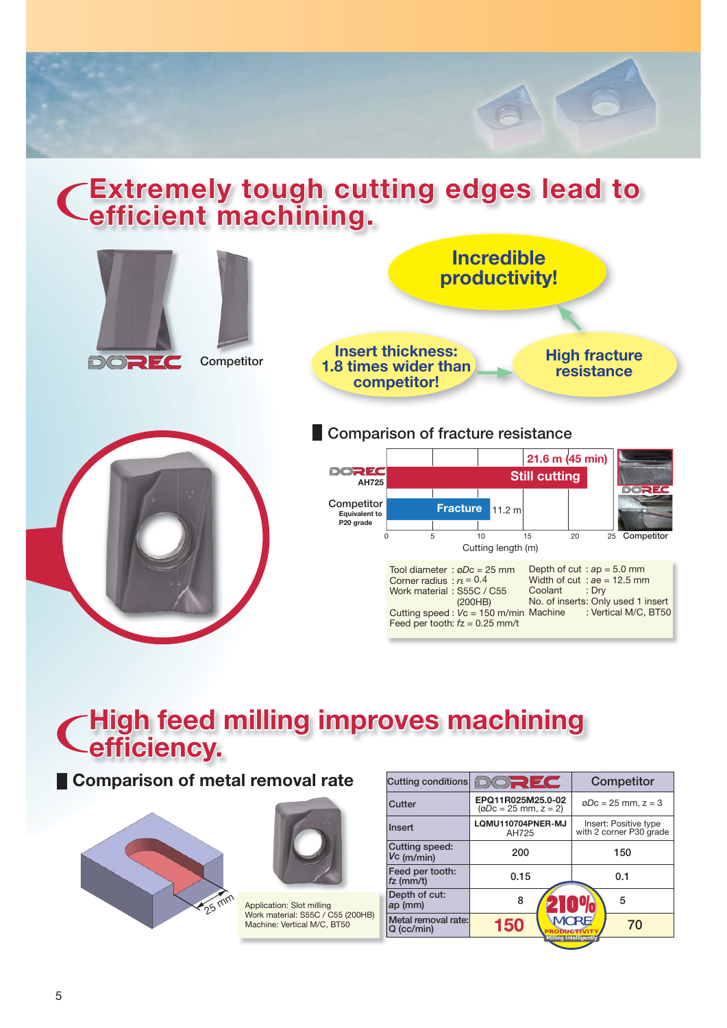# Extremely tough cutting edges lead to efficient machining.

DOREC    Competitor

**Incredible productivity!**

**Insert thickness: 1.8 times wider than competitor!** → **High fracture resistance** → **Incredible productivity!**

## Comparison of fracture resistance

| | Cutting length (m) | Result |
|---|---|---|
| DOREC AH725 | 21.6 m (45 min) | Still cutting |
| Competitor (Equivalent to P20 grade) | 11.2 m | Fracture |

Tool diameter : øDc = 25 mm
Corner radius : rε = 0.4
Work material : S55C / C55 (200HB)
Cutting speed : Vc = 150 m/min
Feed per tooth: fz = 0.25 mm/t
Depth of cut : ap = 5.0 mm
Width of cut : ae = 12.5 mm
Coolant : Dry
No. of inserts: Only used 1 insert
Machine : Vertical M/C, BT50

# High feed milling improves machining efficiency.

## Comparison of metal removal rate

25 mm

Application: Slot milling
Work material: S55C / C55 (200HB)
Machine: Vertical M/C, BT50

| Cutting conditions | DOREC | Competitor |
|---|---|---|
| Cutter | EPQ11R025M25.0-02 (øDc = 25 mm, z = 2) | øDc = 25 mm, z = 3 |
| Insert | LQMU110704PNER-MJ AH725 | Insert: Positive type with 2 corner P30 grade |
| Cutting speed: Vc (m/min) | 200 | 150 |
| Feed per tooth: fz (mm/t) | 0.15 | 0.1 |
| Depth of cut: ap (mm) | 8 | 5 |
| Metal removal rate: Q (cc/min) | 150 | 70 |

210% MORE PRODUCTIVITY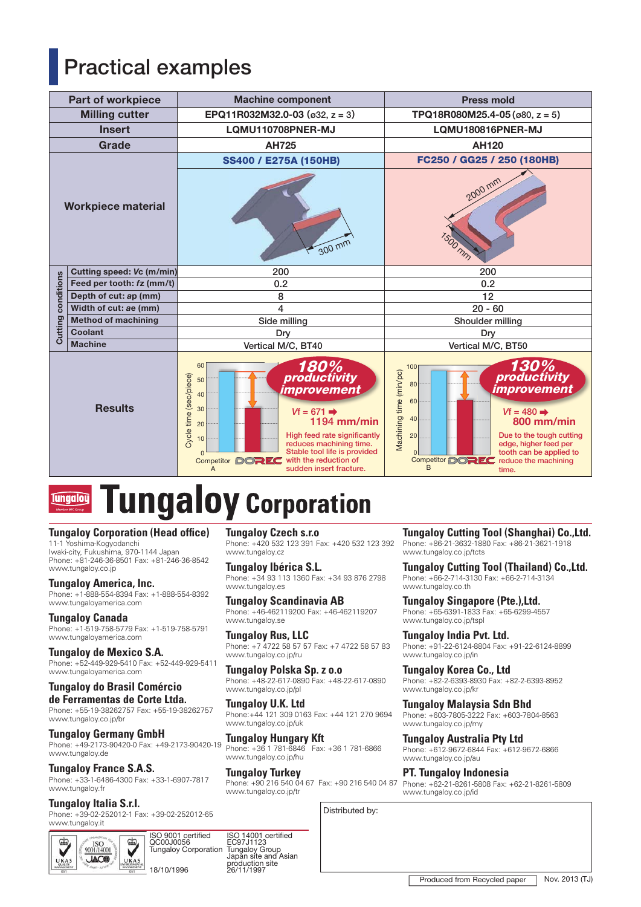# Practical examples

| Part of workpiece | | Machine component | Press mold |
|---|---|---|---|
| Milling cutter | | EPQ11R032M32.0-03 (ø32, z = 3) | TPQ18R080M25.4-05 (ø80, z = 5) |
| Insert | | LQMU110708PNER-MJ | LQMU180816PNER-MJ |
| Grade | | AH725 | AH120 |
| Workpiece material | | SS400 / E275A (150HB) | FC250 / GG25 / 250 (180HB) |
| Cutting conditions | Cutting speed: $Vc$ (m/min) | 200 | 200 |
| | Feed per tooth: $fz$ (mm/t) | 0.2 | 0.2 |
| | Depth of cut: $ap$ (mm) | 8 | 12 |
| | Width of cut: $ae$ (mm) | 4 | 20 - 60 |
| | Method of machining | Side milling | Shoulder milling |
| | Coolant | Dry | Dry |
| | Machine | Vertical M/C, BT40 | Vertical M/C, BT50 |

Workpiece dimensions: 300 mm (machine component); 2000 mm, 1500 mm (press mold)

**Results**

Machine component:

Cycle time (sec/piece)
60
50
40
30
20
10
0
Competitor A
DOREC

**180% productivity improvement**

$Vf$ = 671 ➡ 1194 mm/min

High feed rate significantly reduces machining time. Stable tool life is provided with the reduction of sudden insert fracture.

Press mold:

Machining time (min/pc)
100
80
60
40
20
0
Competitor B
DOREC

**130% productivity improvement**

$Vf$ = 480 ➡ 800 mm/min

Due to the tough cutting edge, higher feed per tooth can be applied to reduce the machining time.

# Tungaloy Corporation

**Tungaloy Corporation (Head office)**
11-1 Yoshima-Kogyodanchi
Iwaki-city, Fukushima, 970-1144 Japan
Phone: +81-246-36-8501 Fax: +81-246-36-8542
www.tungaloy.co.jp

**Tungaloy America, Inc.**
Phone: +1-888-554-8394 Fax: +1-888-554-8392
www.tungaloyamerica.com

**Tungaloy Canada**
Phone: +1-519-758-5779 Fax: +1-519-758-5791
www.tungaloyamerica.com

**Tungaloy de Mexico S.A.**
Phone: +52-449-929-5410 Fax: +52-449-929-5411
www.tungaloyamerica.com

**Tungaloy do Brasil Comércio de Ferramentas de Corte Ltda.**
Phone: +55-19-38262757 Fax: +55-19-38262757
www.tungaloy.co.jp/br

**Tungaloy Germany GmbH**
Phone: +49-2173-90420-0 Fax: +49-2173-90420-19
www.tungaloy.de

**Tungaloy France S.A.S.**
Phone: +33-1-6486-4300 Fax: +33-1-6907-7817
www.tungaloy.fr

**Tungaloy Italia S.r.l.**
Phone: +39-02-252012-1 Fax: +39-02-252012-65
www.tungaloy.it

**Tungaloy Czech s.r.o**
Phone: +420 532 123 391 Fax: +420 532 123 392
www.tungaloy.cz

**Tungaloy Ibérica S.L.**
Phone: +34 93 113 1360 Fax: +34 93 876 2798
www.tungaloy.es

**Tungaloy Scandinavia AB**
Phone: +46-462119200 Fax: +46-462119207
www.tungaloy.se

**Tungaloy Rus, LLC**
Phone: +7 4722 58 57 57 Fax: +7 4722 58 57 83
www.tungaloy.co.jp/ru

**Tungaloy Polska Sp. z o.o**
Phone: +48-22-617-0890 Fax: +48-22-617-0890
www.tungaloy.co.jp/pl

**Tungaloy U.K. Ltd**
Phone:+44 121 309 0163 Fax: +44 121 270 9694
www.tungaloy.co.jp/uk

**Tungaloy Hungary Kft**
Phone: +36 1 781-6846 Fax: +36 1 781-6866
www.tungaloy.co.jp/hu

**Tungaloy Turkey**
Phone: +90 216 540 04 67 Fax: +90 216 540 04 87
www.tungaloy.co.jp/tr

**Tungaloy Cutting Tool (Shanghai) Co.,Ltd.**
Phone: +86-21-3632-1880 Fax: +86-21-3621-1918
www.tungaloy.co.jp/tcts

**Tungaloy Cutting Tool (Thailand) Co.,Ltd.**
Phone: +66-2-714-3130 Fax: +66-2-714-3134
www.tungaloy.co.th

**Tungaloy Singapore (Pte.),Ltd.**
Phone: +65-6391-1833 Fax: +65-6299-4557
www.tungaloy.co.jp/tspl

**Tungaloy India Pvt. Ltd.**
Phone: +91-22-6124-8804 Fax: +91-22-6124-8899
www.tungaloy.co.jp/in

**Tungaloy Korea Co., Ltd**
Phone: +82-2-6393-8930 Fax: +82-2-6393-8952
www.tungaloy.co.jp/kr

**Tungaloy Malaysia Sdn Bhd**
Phone: +603-7805-3222 Fax: +603-7804-8563
www.tungaloy.co.jp/my

**Tungaloy Australia Pty Ltd**
Phone: +612-9672-6844 Fax: +612-9672-6866
www.tungaloy.co.jp/au

**PT. Tungaloy Indonesia**
Phone: +62-21-8261-5808 Fax: +62-21-8261-5809
www.tungaloy.co.jp/id

ISO 9001 certified
QC00J0056
Tungaloy Corporation
18/10/1996

ISO 14001 certified
EC97J1123
Tungaloy Group
Japan site and Asian production site
26/11/1997

Distributed by:

Produced from Recycled paper

Nov. 2013 (TJ)